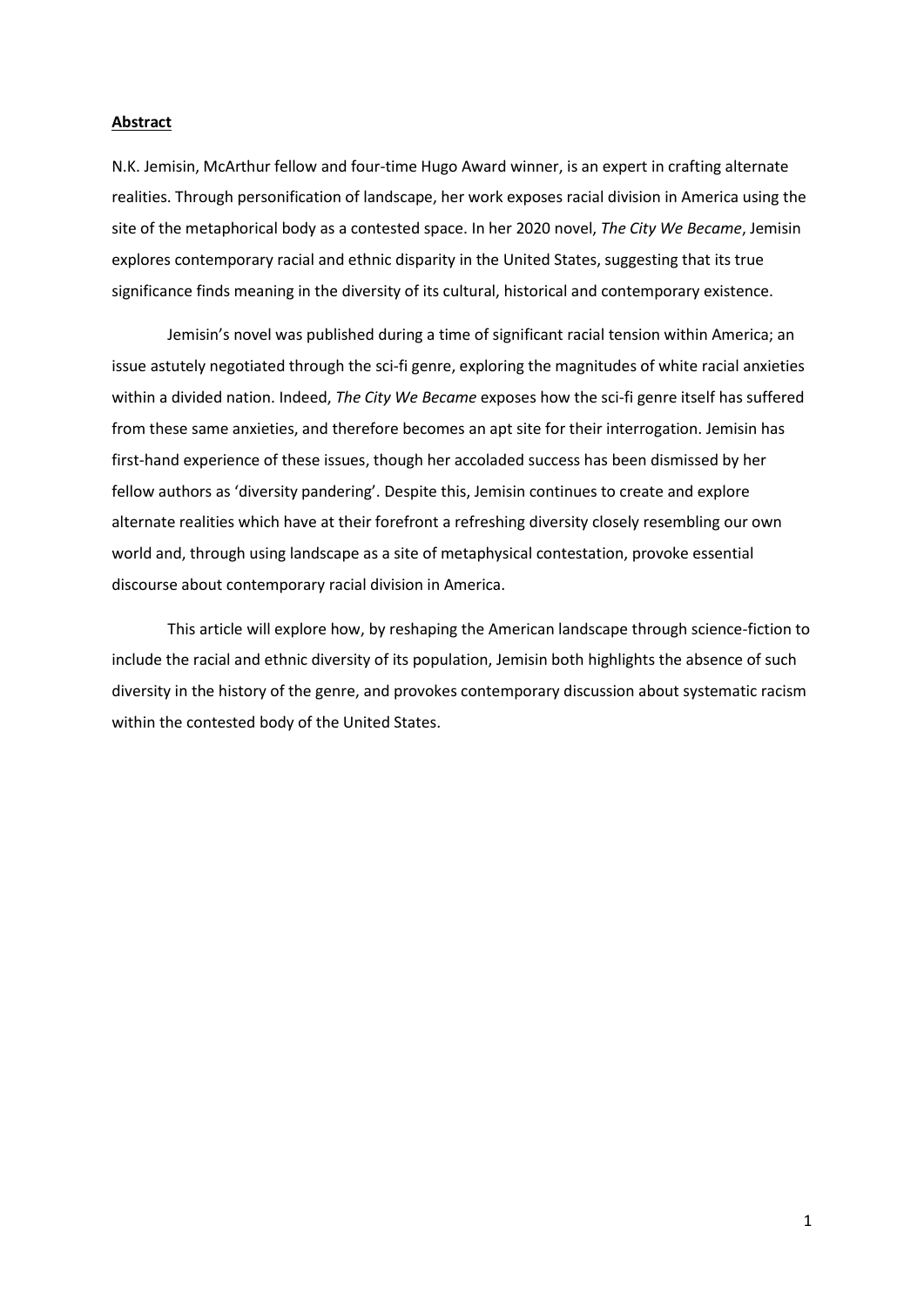**Abstract**

N.K. Jemisin, McArthur fellow and four-time Hugo Award winner, is an expert in crafting alternate realities. Through personification of landscape, her work exposes racial division in America using the site of the metaphorical body as a contested space. In her 2020 novel, *The City We Became*, Jemisin explores contemporary racial and ethnic disparity in the United States, suggesting that its true significance finds meaning in the diversity of its cultural, historical and contemporary existence.

Jemisin's novel was published during a time of significant racial tension within America; an issue astutely negotiated through the sci-fi genre, exploring the magnitudes of white racial anxieties within a divided nation. Indeed, *The City We Became* exposes how the sci-fi genre itself has suffered from these same anxieties, and therefore becomes an apt site for their interrogation. Jemisin has first-hand experience of these issues, though her accoladed success has been dismissed by her fellow authors as 'diversity pandering'. Despite this, Jemisin continues to create and explore alternate realities which have at their forefront a refreshing diversity closely resembling our own world and, through using landscape as a site of metaphysical contestation, provoke essential discourse about contemporary racial division in America.

This article will explore how, by reshaping the American landscape through science-fiction to include the racial and ethnic diversity of its population, Jemisin both highlights the absence of such diversity in the history of the genre, and provokes contemporary discussion about systematic racism within the contested body of the United States.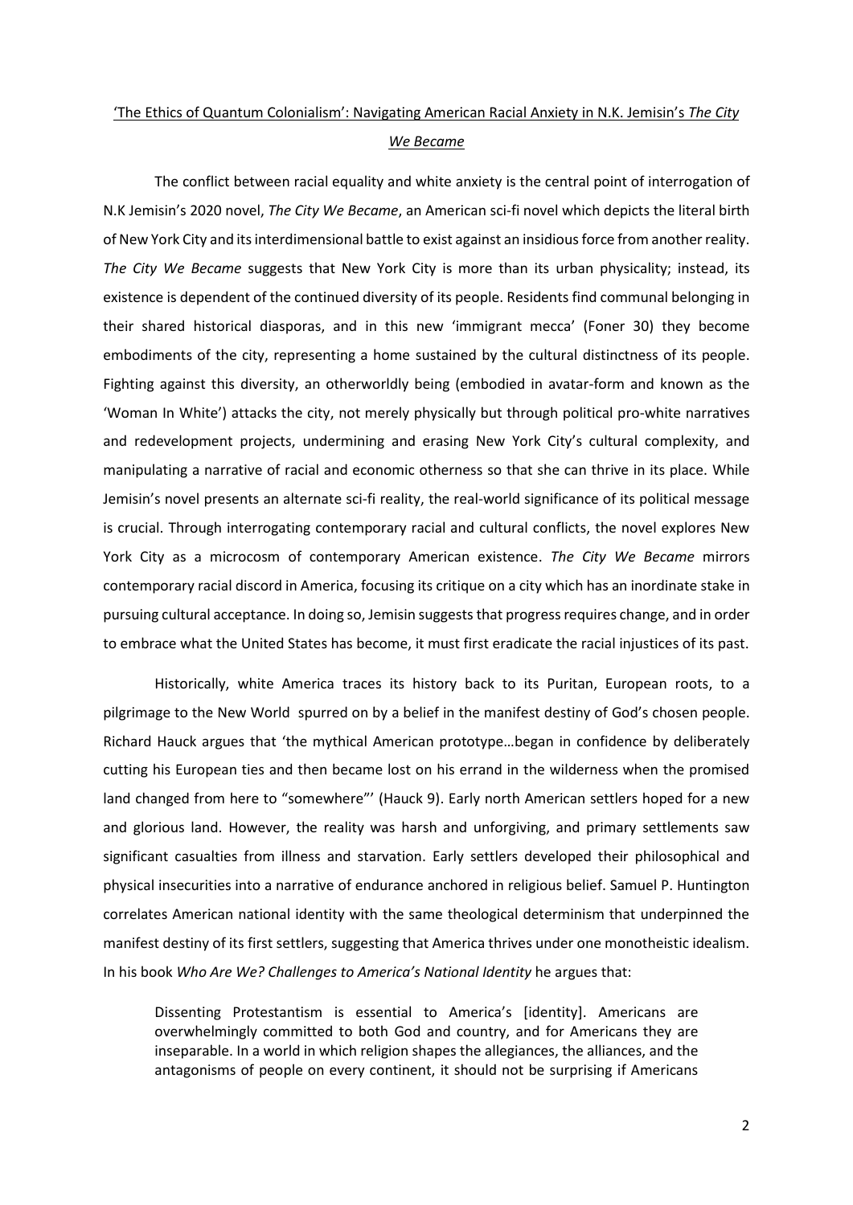<u>'The Ethics of Quantum Colonialism': Navigating American Racial Anxiety in N.K. Jemisin's *The City We Became*</u>

The conflict between racial equality and white anxiety is the central point of interrogation of N.K Jemisin's 2020 novel, *The City We Became*, an American sci-fi novel which depicts the literal birth of New York City and its interdimensional battle to exist against an insidious force from another reality. *The City We Became* suggests that New York City is more than its urban physicality; instead, its existence is dependent of the continued diversity of its people. Residents find communal belonging in their shared historical diasporas, and in this new 'immigrant mecca' (Foner 30) they become embodiments of the city, representing a home sustained by the cultural distinctness of its people. Fighting against this diversity, an otherworldly being (embodied in avatar-form and known as the 'Woman In White') attacks the city, not merely physically but through political pro-white narratives and redevelopment projects, undermining and erasing New York City's cultural complexity, and manipulating a narrative of racial and economic otherness so that she can thrive in its place. While Jemisin's novel presents an alternate sci-fi reality, the real-world significance of its political message is crucial. Through interrogating contemporary racial and cultural conflicts, the novel explores New York City as a microcosm of contemporary American existence. *The City We Became* mirrors contemporary racial discord in America, focusing its critique on a city which has an inordinate stake in pursuing cultural acceptance. In doing so, Jemisin suggests that progress requires change, and in order to embrace what the United States has become, it must first eradicate the racial injustices of its past.

Historically, white America traces its history back to its Puritan, European roots, to a pilgrimage to the New World spurred on by a belief in the manifest destiny of God's chosen people. Richard Hauck argues that 'the mythical American prototype…began in confidence by deliberately cutting his European ties and then became lost on his errand in the wilderness when the promised land changed from here to "somewhere"' (Hauck 9). Early north American settlers hoped for a new and glorious land. However, the reality was harsh and unforgiving, and primary settlements saw significant casualties from illness and starvation. Early settlers developed their philosophical and physical insecurities into a narrative of endurance anchored in religious belief. Samuel P. Huntington correlates American national identity with the same theological determinism that underpinned the manifest destiny of its first settlers, suggesting that America thrives under one monotheistic idealism. In his book *Who Are We? Challenges to America's National Identity* he argues that:

> Dissenting Protestantism is essential to America's [identity]. Americans are overwhelmingly committed to both God and country, and for Americans they are inseparable. In a world in which religion shapes the allegiances, the alliances, and the antagonisms of people on every continent, it should not be surprising if Americans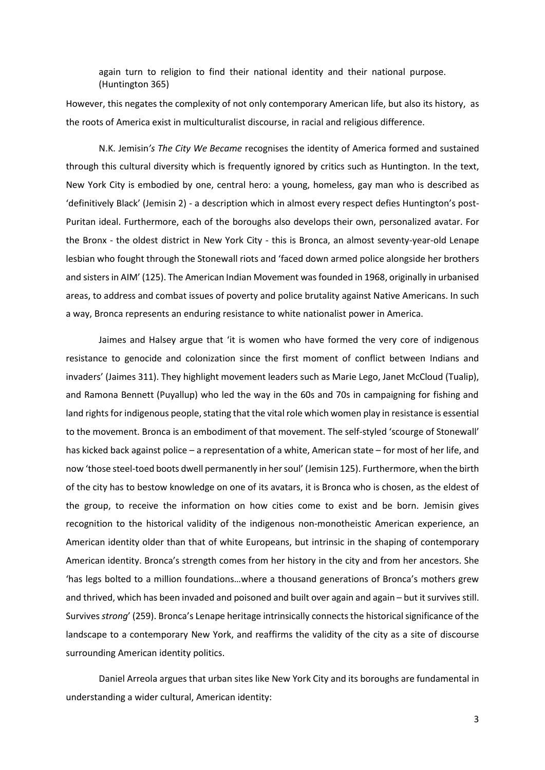> again turn to religion to find their national identity and their national purpose. (Huntington 365)

However, this negates the complexity of not only contemporary American life, but also its history, as the roots of America exist in multiculturalist discourse, in racial and religious difference.

N.K. Jemisin*'s The City We Became* recognises the identity of America formed and sustained through this cultural diversity which is frequently ignored by critics such as Huntington. In the text, New York City is embodied by one, central hero: a young, homeless, gay man who is described as 'definitively Black' (Jemisin 2) - a description which in almost every respect defies Huntington's post-Puritan ideal. Furthermore, each of the boroughs also develops their own, personalized avatar. For the Bronx - the oldest district in New York City - this is Bronca, an almost seventy-year-old Lenape lesbian who fought through the Stonewall riots and 'faced down armed police alongside her brothers and sisters in AIM' (125). The American Indian Movement was founded in 1968, originally in urbanised areas, to address and combat issues of poverty and police brutality against Native Americans. In such a way, Bronca represents an enduring resistance to white nationalist power in America.

Jaimes and Halsey argue that 'it is women who have formed the very core of indigenous resistance to genocide and colonization since the first moment of conflict between Indians and invaders' (Jaimes 311). They highlight movement leaders such as Marie Lego, Janet McCloud (Tualip), and Ramona Bennett (Puyallup) who led the way in the 60s and 70s in campaigning for fishing and land rights for indigenous people, stating that the vital role which women play in resistance is essential to the movement. Bronca is an embodiment of that movement. The self-styled 'scourge of Stonewall' has kicked back against police – a representation of a white, American state – for most of her life, and now 'those steel-toed boots dwell permanently in her soul' (Jemisin 125). Furthermore, when the birth of the city has to bestow knowledge on one of its avatars, it is Bronca who is chosen, as the eldest of the group, to receive the information on how cities come to exist and be born. Jemisin gives recognition to the historical validity of the indigenous non-monotheistic American experience, an American identity older than that of white Europeans, but intrinsic in the shaping of contemporary American identity. Bronca's strength comes from her history in the city and from her ancestors. She 'has legs bolted to a million foundations…where a thousand generations of Bronca's mothers grew and thrived, which has been invaded and poisoned and built over again and again – but it survives still. Survives *strong*' (259). Bronca's Lenape heritage intrinsically connects the historical significance of the landscape to a contemporary New York, and reaffirms the validity of the city as a site of discourse surrounding American identity politics.

Daniel Arreola argues that urban sites like New York City and its boroughs are fundamental in understanding a wider cultural, American identity: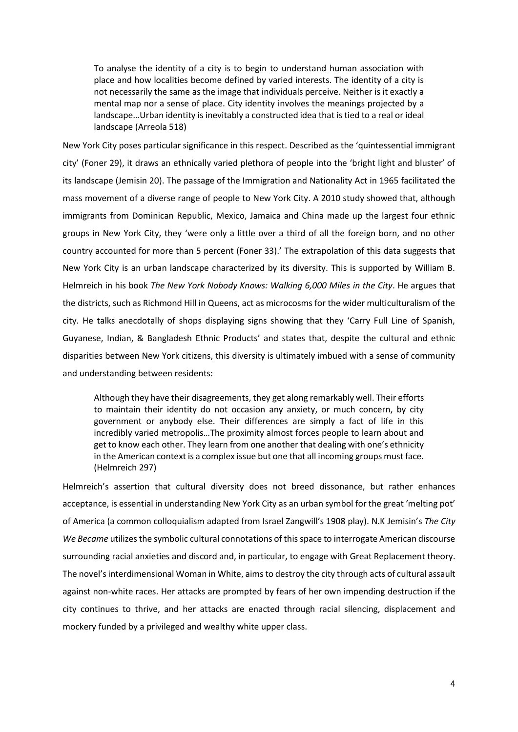> To analyse the identity of a city is to begin to understand human association with place and how localities become defined by varied interests. The identity of a city is not necessarily the same as the image that individuals perceive. Neither is it exactly a mental map nor a sense of place. City identity involves the meanings projected by a landscape…Urban identity is inevitably a constructed idea that is tied to a real or ideal landscape (Arreola 518)

New York City poses particular significance in this respect. Described as the 'quintessential immigrant city' (Foner 29), it draws an ethnically varied plethora of people into the 'bright light and bluster' of its landscape (Jemisin 20). The passage of the Immigration and Nationality Act in 1965 facilitated the mass movement of a diverse range of people to New York City. A 2010 study showed that, although immigrants from Dominican Republic, Mexico, Jamaica and China made up the largest four ethnic groups in New York City, they 'were only a little over a third of all the foreign born, and no other country accounted for more than 5 percent (Foner 33).' The extrapolation of this data suggests that New York City is an urban landscape characterized by its diversity. This is supported by William B. Helmreich in his book *The New York Nobody Knows: Walking 6,000 Miles in the City*. He argues that the districts, such as Richmond Hill in Queens, act as microcosms for the wider multiculturalism of the city. He talks anecdotally of shops displaying signs showing that they 'Carry Full Line of Spanish, Guyanese, Indian, & Bangladesh Ethnic Products' and states that, despite the cultural and ethnic disparities between New York citizens, this diversity is ultimately imbued with a sense of community and understanding between residents:

> Although they have their disagreements, they get along remarkably well. Their efforts to maintain their identity do not occasion any anxiety, or much concern, by city government or anybody else. Their differences are simply a fact of life in this incredibly varied metropolis…The proximity almost forces people to learn about and get to know each other. They learn from one another that dealing with one's ethnicity in the American context is a complex issue but one that all incoming groups must face. (Helmreich 297)

Helmreich's assertion that cultural diversity does not breed dissonance, but rather enhances acceptance, is essential in understanding New York City as an urban symbol for the great 'melting pot' of America (a common colloquialism adapted from Israel Zangwill's 1908 play). N.K Jemisin's *The City We Became* utilizes the symbolic cultural connotations of this space to interrogate American discourse surrounding racial anxieties and discord and, in particular, to engage with Great Replacement theory. The novel's interdimensional Woman in White, aims to destroy the city through acts of cultural assault against non-white races. Her attacks are prompted by fears of her own impending destruction if the city continues to thrive, and her attacks are enacted through racial silencing, displacement and mockery funded by a privileged and wealthy white upper class.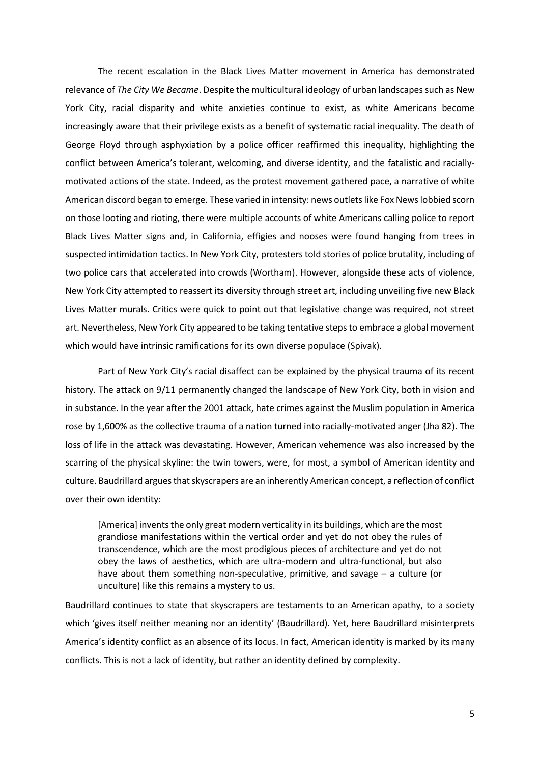The recent escalation in the Black Lives Matter movement in America has demonstrated relevance of *The City We Became*. Despite the multicultural ideology of urban landscapes such as New York City, racial disparity and white anxieties continue to exist, as white Americans become increasingly aware that their privilege exists as a benefit of systematic racial inequality. The death of George Floyd through asphyxiation by a police officer reaffirmed this inequality, highlighting the conflict between America's tolerant, welcoming, and diverse identity, and the fatalistic and racially-motivated actions of the state. Indeed, as the protest movement gathered pace, a narrative of white American discord began to emerge. These varied in intensity: news outlets like Fox News lobbied scorn on those looting and rioting, there were multiple accounts of white Americans calling police to report Black Lives Matter signs and, in California, effigies and nooses were found hanging from trees in suspected intimidation tactics. In New York City, protesters told stories of police brutality, including of two police cars that accelerated into crowds (Wortham). However, alongside these acts of violence, New York City attempted to reassert its diversity through street art, including unveiling five new Black Lives Matter murals. Critics were quick to point out that legislative change was required, not street art. Nevertheless, New York City appeared to be taking tentative steps to embrace a global movement which would have intrinsic ramifications for its own diverse populace (Spivak).

Part of New York City's racial disaffect can be explained by the physical trauma of its recent history. The attack on 9/11 permanently changed the landscape of New York City, both in vision and in substance. In the year after the 2001 attack, hate crimes against the Muslim population in America rose by 1,600% as the collective trauma of a nation turned into racially-motivated anger (Jha 82). The loss of life in the attack was devastating. However, American vehemence was also increased by the scarring of the physical skyline: the twin towers, were, for most, a symbol of American identity and culture. Baudrillard argues that skyscrapers are an inherently American concept, a reflection of conflict over their own identity:

> [America] invents the only great modern verticality in its buildings, which are the most grandiose manifestations within the vertical order and yet do not obey the rules of transcendence, which are the most prodigious pieces of architecture and yet do not obey the laws of aesthetics, which are ultra-modern and ultra-functional, but also have about them something non-speculative, primitive, and savage – a culture (or unculture) like this remains a mystery to us.

Baudrillard continues to state that skyscrapers are testaments to an American apathy, to a society which 'gives itself neither meaning nor an identity' (Baudrillard). Yet, here Baudrillard misinterprets America's identity conflict as an absence of its locus. In fact, American identity is marked by its many conflicts. This is not a lack of identity, but rather an identity defined by complexity.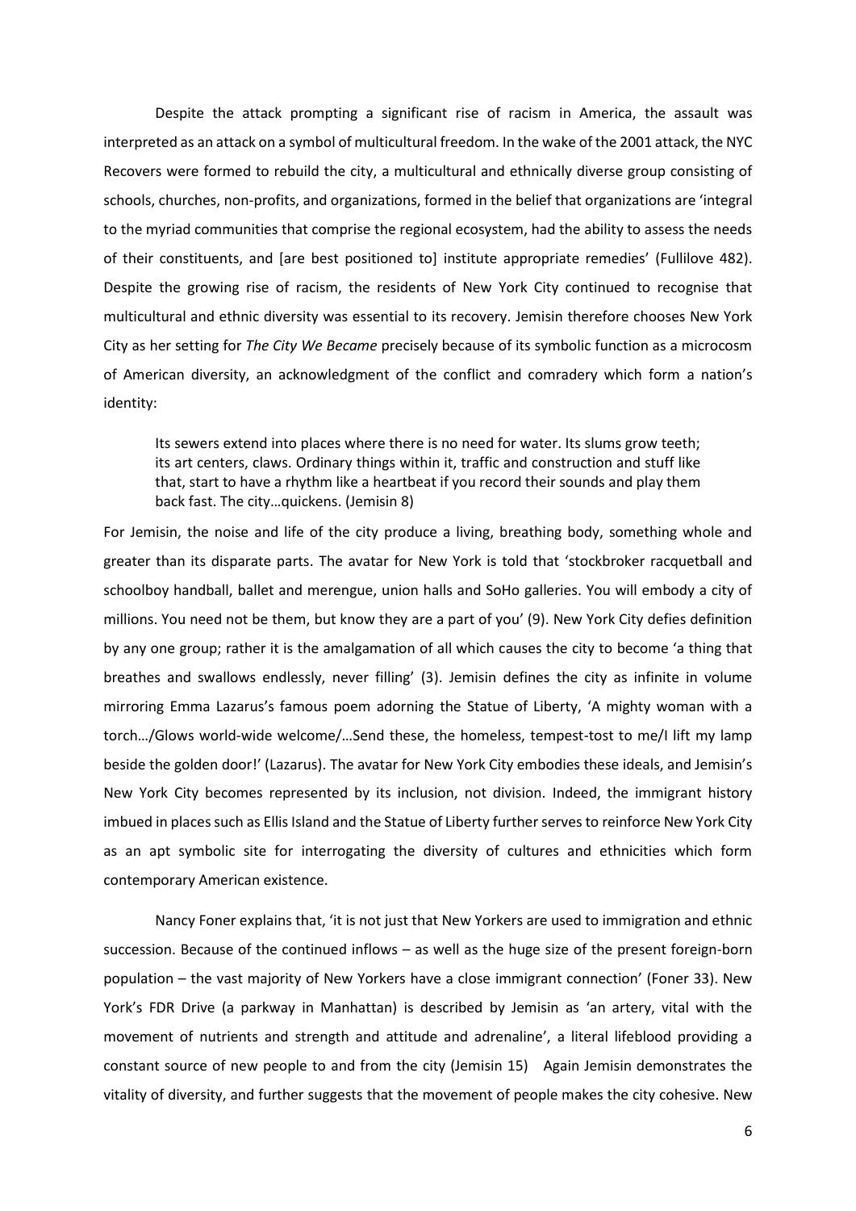Despite the attack prompting a significant rise of racism in America, the assault was interpreted as an attack on a symbol of multicultural freedom. In the wake of the 2001 attack, the NYC Recovers were formed to rebuild the city, a multicultural and ethnically diverse group consisting of schools, churches, non-profits, and organizations, formed in the belief that organizations are 'integral to the myriad communities that comprise the regional ecosystem, had the ability to assess the needs of their constituents, and [are best positioned to] institute appropriate remedies' (Fullilove 482). Despite the growing rise of racism, the residents of New York City continued to recognise that multicultural and ethnic diversity was essential to its recovery. Jemisin therefore chooses New York City as her setting for *The City We Became* precisely because of its symbolic function as a microcosm of American diversity, an acknowledgment of the conflict and comradery which form a nation's identity:

> Its sewers extend into places where there is no need for water. Its slums grow teeth; its art centers, claws. Ordinary things within it, traffic and construction and stuff like that, start to have a rhythm like a heartbeat if you record their sounds and play them back fast. The city…quickens. (Jemisin 8)

For Jemisin, the noise and life of the city produce a living, breathing body, something whole and greater than its disparate parts. The avatar for New York is told that 'stockbroker racquetball and schoolboy handball, ballet and merengue, union halls and SoHo galleries. You will embody a city of millions. You need not be them, but know they are a part of you' (9). New York City defies definition by any one group; rather it is the amalgamation of all which causes the city to become 'a thing that breathes and swallows endlessly, never filling' (3). Jemisin defines the city as infinite in volume mirroring Emma Lazarus's famous poem adorning the Statue of Liberty, 'A mighty woman with a torch…/Glows world-wide welcome/…Send these, the homeless, tempest-tost to me/I lift my lamp beside the golden door!' (Lazarus). The avatar for New York City embodies these ideals, and Jemisin's New York City becomes represented by its inclusion, not division. Indeed, the immigrant history imbued in places such as Ellis Island and the Statue of Liberty further serves to reinforce New York City as an apt symbolic site for interrogating the diversity of cultures and ethnicities which form contemporary American existence.

Nancy Foner explains that, 'it is not just that New Yorkers are used to immigration and ethnic succession. Because of the continued inflows – as well as the huge size of the present foreign-born population – the vast majority of New Yorkers have a close immigrant connection' (Foner 33). New York's FDR Drive (a parkway in Manhattan) is described by Jemisin as 'an artery, vital with the movement of nutrients and strength and attitude and adrenaline', a literal lifeblood providing a constant source of new people to and from the city (Jemisin 15) Again Jemisin demonstrates the vitality of diversity, and further suggests that the movement of people makes the city cohesive. New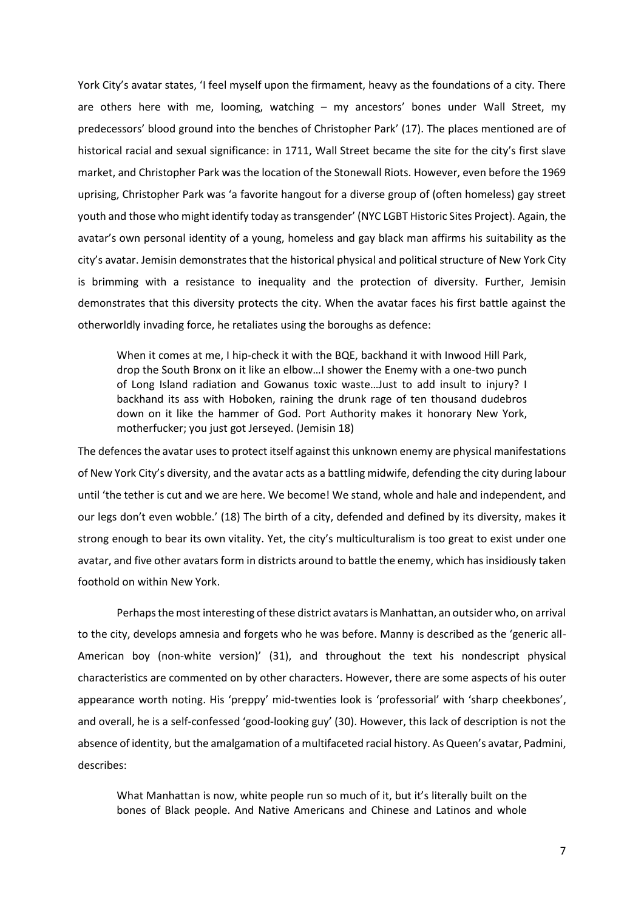York City's avatar states, 'I feel myself upon the firmament, heavy as the foundations of a city. There are others here with me, looming, watching – my ancestors' bones under Wall Street, my predecessors' blood ground into the benches of Christopher Park' (17). The places mentioned are of historical racial and sexual significance: in 1711, Wall Street became the site for the city's first slave market, and Christopher Park was the location of the Stonewall Riots. However, even before the 1969 uprising, Christopher Park was 'a favorite hangout for a diverse group of (often homeless) gay street youth and those who might identify today as transgender' (NYC LGBT Historic Sites Project). Again, the avatar's own personal identity of a young, homeless and gay black man affirms his suitability as the city's avatar. Jemisin demonstrates that the historical physical and political structure of New York City is brimming with a resistance to inequality and the protection of diversity. Further, Jemisin demonstrates that this diversity protects the city. When the avatar faces his first battle against the otherworldly invading force, he retaliates using the boroughs as defence:

> When it comes at me, I hip-check it with the BQE, backhand it with Inwood Hill Park, drop the South Bronx on it like an elbow…I shower the Enemy with a one-two punch of Long Island radiation and Gowanus toxic waste…Just to add insult to injury? I backhand its ass with Hoboken, raining the drunk rage of ten thousand dudebros down on it like the hammer of God. Port Authority makes it honorary New York, motherfucker; you just got Jerseyed. (Jemisin 18)

The defences the avatar uses to protect itself against this unknown enemy are physical manifestations of New York City's diversity, and the avatar acts as a battling midwife, defending the city during labour until 'the tether is cut and we are here. We become! We stand, whole and hale and independent, and our legs don't even wobble.' (18) The birth of a city, defended and defined by its diversity, makes it strong enough to bear its own vitality. Yet, the city's multiculturalism is too great to exist under one avatar, and five other avatars form in districts around to battle the enemy, which has insidiously taken foothold on within New York.

Perhaps the most interesting of these district avatars is Manhattan, an outsider who, on arrival to the city, develops amnesia and forgets who he was before. Manny is described as the 'generic all-American boy (non-white version)' (31), and throughout the text his nondescript physical characteristics are commented on by other characters. However, there are some aspects of his outer appearance worth noting. His 'preppy' mid-twenties look is 'professorial' with 'sharp cheekbones', and overall, he is a self-confessed 'good-looking guy' (30). However, this lack of description is not the absence of identity, but the amalgamation of a multifaceted racial history. As Queen's avatar, Padmini, describes:

> What Manhattan is now, white people run so much of it, but it's literally built on the bones of Black people. And Native Americans and Chinese and Latinos and whole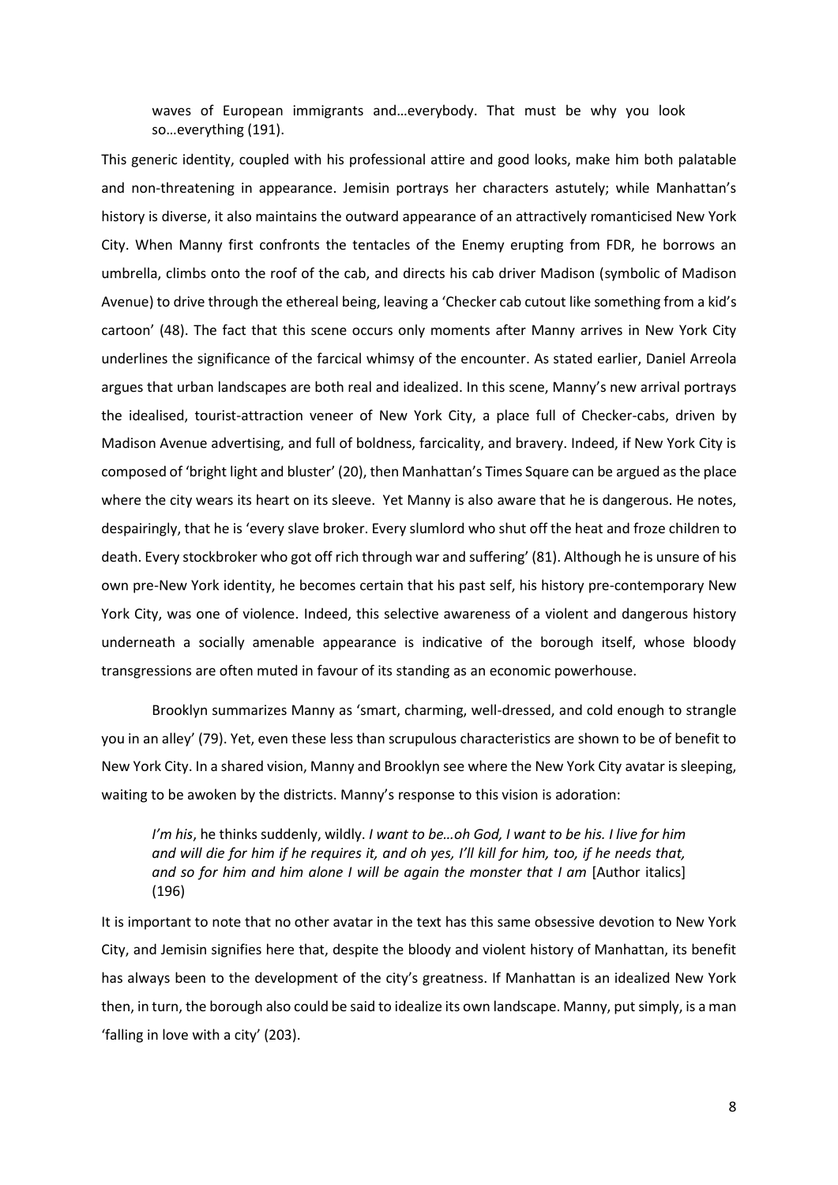> waves of European immigrants and…everybody. That must be why you look so…everything (191).

This generic identity, coupled with his professional attire and good looks, make him both palatable and non-threatening in appearance. Jemisin portrays her characters astutely; while Manhattan's history is diverse, it also maintains the outward appearance of an attractively romanticised New York City. When Manny first confronts the tentacles of the Enemy erupting from FDR, he borrows an umbrella, climbs onto the roof of the cab, and directs his cab driver Madison (symbolic of Madison Avenue) to drive through the ethereal being, leaving a 'Checker cab cutout like something from a kid's cartoon' (48). The fact that this scene occurs only moments after Manny arrives in New York City underlines the significance of the farcical whimsy of the encounter. As stated earlier, Daniel Arreola argues that urban landscapes are both real and idealized. In this scene, Manny's new arrival portrays the idealised, tourist-attraction veneer of New York City, a place full of Checker-cabs, driven by Madison Avenue advertising, and full of boldness, farcicality, and bravery. Indeed, if New York City is composed of 'bright light and bluster' (20), then Manhattan's Times Square can be argued as the place where the city wears its heart on its sleeve. Yet Manny is also aware that he is dangerous. He notes, despairingly, that he is 'every slave broker. Every slumlord who shut off the heat and froze children to death. Every stockbroker who got off rich through war and suffering' (81). Although he is unsure of his own pre-New York identity, he becomes certain that his past self, his history pre-contemporary New York City, was one of violence. Indeed, this selective awareness of a violent and dangerous history underneath a socially amenable appearance is indicative of the borough itself, whose bloody transgressions are often muted in favour of its standing as an economic powerhouse.

Brooklyn summarizes Manny as 'smart, charming, well-dressed, and cold enough to strangle you in an alley' (79). Yet, even these less than scrupulous characteristics are shown to be of benefit to New York City. In a shared vision, Manny and Brooklyn see where the New York City avatar is sleeping, waiting to be awoken by the districts. Manny's response to this vision is adoration:

> *I'm his*, he thinks suddenly, wildly. *I want to be…oh God, I want to be his. I live for him and will die for him if he requires it, and oh yes, I'll kill for him, too, if he needs that, and so for him and him alone I will be again the monster that I am* [Author italics] (196)

It is important to note that no other avatar in the text has this same obsessive devotion to New York City, and Jemisin signifies here that, despite the bloody and violent history of Manhattan, its benefit has always been to the development of the city's greatness. If Manhattan is an idealized New York then, in turn, the borough also could be said to idealize its own landscape. Manny, put simply, is a man 'falling in love with a city' (203).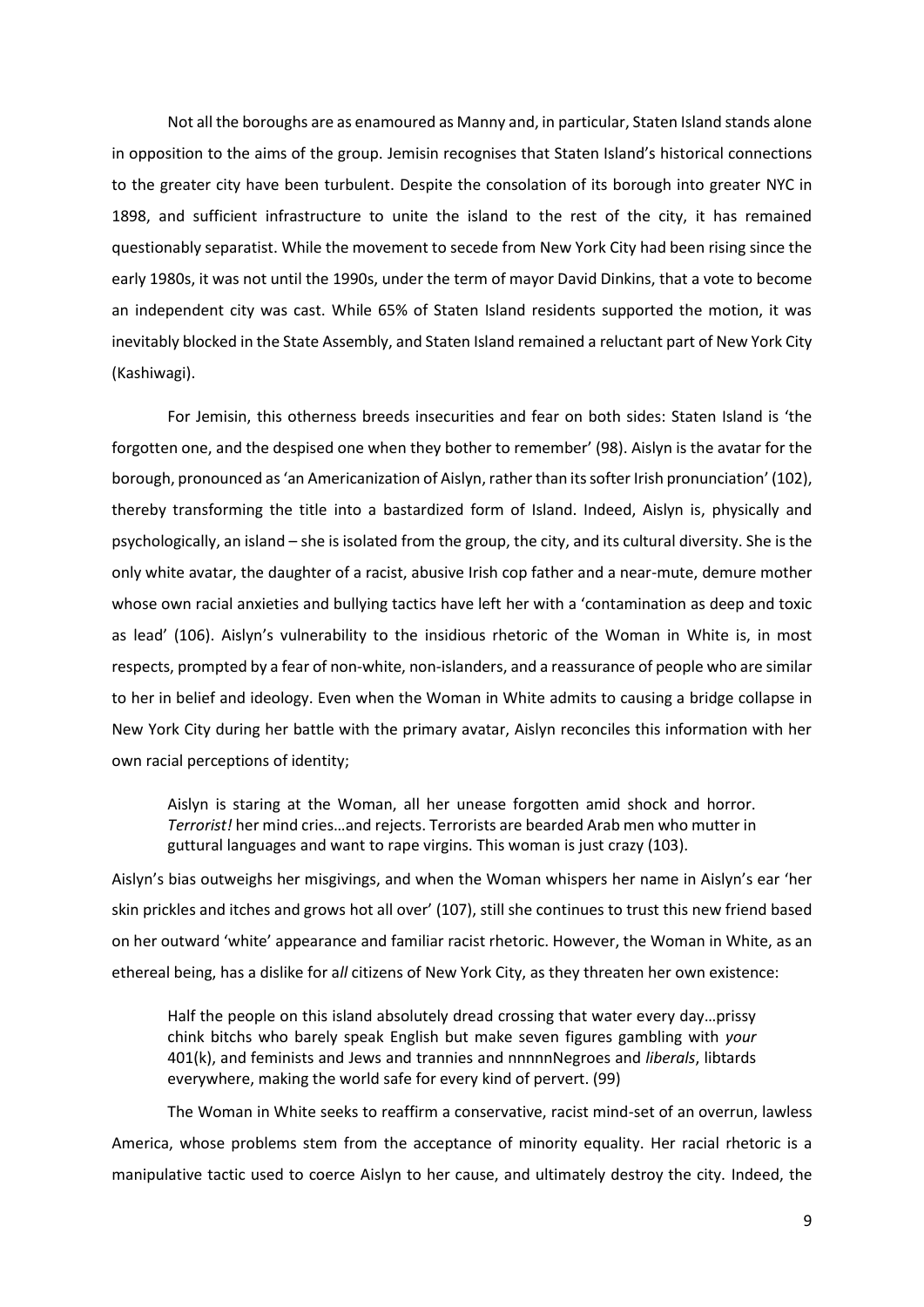Not all the boroughs are as enamoured as Manny and, in particular, Staten Island stands alone in opposition to the aims of the group. Jemisin recognises that Staten Island's historical connections to the greater city have been turbulent. Despite the consolation of its borough into greater NYC in 1898, and sufficient infrastructure to unite the island to the rest of the city, it has remained questionably separatist. While the movement to secede from New York City had been rising since the early 1980s, it was not until the 1990s, under the term of mayor David Dinkins, that a vote to become an independent city was cast. While 65% of Staten Island residents supported the motion, it was inevitably blocked in the State Assembly, and Staten Island remained a reluctant part of New York City (Kashiwagi).

For Jemisin, this otherness breeds insecurities and fear on both sides: Staten Island is 'the forgotten one, and the despised one when they bother to remember' (98). Aislyn is the avatar for the borough, pronounced as 'an Americanization of Aislyn, rather than its softer Irish pronunciation' (102), thereby transforming the title into a bastardized form of Island. Indeed, Aislyn is, physically and psychologically, an island – she is isolated from the group, the city, and its cultural diversity. She is the only white avatar, the daughter of a racist, abusive Irish cop father and a near-mute, demure mother whose own racial anxieties and bullying tactics have left her with a 'contamination as deep and toxic as lead' (106). Aislyn's vulnerability to the insidious rhetoric of the Woman in White is, in most respects, prompted by a fear of non-white, non-islanders, and a reassurance of people who are similar to her in belief and ideology. Even when the Woman in White admits to causing a bridge collapse in New York City during her battle with the primary avatar, Aislyn reconciles this information with her own racial perceptions of identity;

> Aislyn is staring at the Woman, all her unease forgotten amid shock and horror. *Terrorist!* her mind cries…and rejects. Terrorists are bearded Arab men who mutter in guttural languages and want to rape virgins. This woman is just crazy (103).

Aislyn's bias outweighs her misgivings, and when the Woman whispers her name in Aislyn's ear 'her skin prickles and itches and grows hot all over' (107), still she continues to trust this new friend based on her outward 'white' appearance and familiar racist rhetoric. However, the Woman in White, as an ethereal being, has a dislike for a*ll* citizens of New York City, as they threaten her own existence:

> Half the people on this island absolutely dread crossing that water every day…prissy chink bitchs who barely speak English but make seven figures gambling with *your* 401(k), and feminists and Jews and trannies and nnnnnNegroes and *liberals*, libtards everywhere, making the world safe for every kind of pervert. (99)

The Woman in White seeks to reaffirm a conservative, racist mind-set of an overrun, lawless America, whose problems stem from the acceptance of minority equality. Her racial rhetoric is a manipulative tactic used to coerce Aislyn to her cause, and ultimately destroy the city. Indeed, the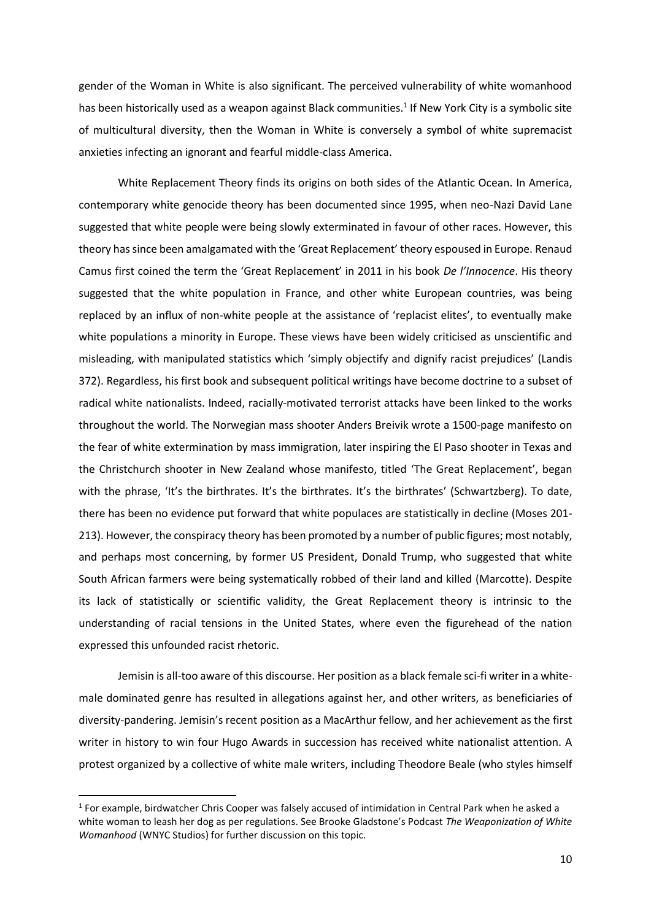gender of the Woman in White is also significant. The perceived vulnerability of white womanhood has been historically used as a weapon against Black communities.[1] If New York City is a symbolic site of multicultural diversity, then the Woman in White is conversely a symbol of white supremacist anxieties infecting an ignorant and fearful middle-class America.

White Replacement Theory finds its origins on both sides of the Atlantic Ocean. In America, contemporary white genocide theory has been documented since 1995, when neo-Nazi David Lane suggested that white people were being slowly exterminated in favour of other races. However, this theory has since been amalgamated with the 'Great Replacement' theory espoused in Europe. Renaud Camus first coined the term the 'Great Replacement' in 2011 in his book *De l'Innocence*. His theory suggested that the white population in France, and other white European countries, was being replaced by an influx of non-white people at the assistance of 'replacist elites', to eventually make white populations a minority in Europe. These views have been widely criticised as unscientific and misleading, with manipulated statistics which 'simply objectify and dignify racist prejudices' (Landis 372). Regardless, his first book and subsequent political writings have become doctrine to a subset of radical white nationalists. Indeed, racially-motivated terrorist attacks have been linked to the works throughout the world. The Norwegian mass shooter Anders Breivik wrote a 1500-page manifesto on the fear of white extermination by mass immigration, later inspiring the El Paso shooter in Texas and the Christchurch shooter in New Zealand whose manifesto, titled 'The Great Replacement', began with the phrase, 'It's the birthrates. It's the birthrates. It's the birthrates' (Schwartzberg). To date, there has been no evidence put forward that white populaces are statistically in decline (Moses 201-213). However, the conspiracy theory has been promoted by a number of public figures; most notably, and perhaps most concerning, by former US President, Donald Trump, who suggested that white South African farmers were being systematically robbed of their land and killed (Marcotte). Despite its lack of statistically or scientific validity, the Great Replacement theory is intrinsic to the understanding of racial tensions in the United States, where even the figurehead of the nation expressed this unfounded racist rhetoric.

Jemisin is all-too aware of this discourse. Her position as a black female sci-fi writer in a white-male dominated genre has resulted in allegations against her, and other writers, as beneficiaries of diversity-pandering. Jemisin's recent position as a MacArthur fellow, and her achievement as the first writer in history to win four Hugo Awards in succession has received white nationalist attention. A protest organized by a collective of white male writers, including Theodore Beale (who styles himself

[1] For example, birdwatcher Chris Cooper was falsely accused of intimidation in Central Park when he asked a white woman to leash her dog as per regulations. See Brooke Gladstone's Podcast *The Weaponization of White Womanhood* (WNYC Studios) for further discussion on this topic.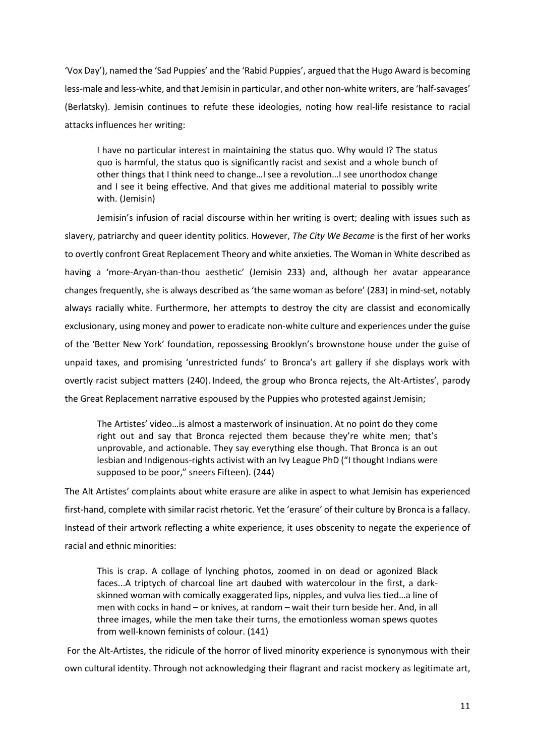'Vox Day'), named the 'Sad Puppies' and the 'Rabid Puppies', argued that the Hugo Award is becoming less-male and less-white, and that Jemisin in particular, and other non-white writers, are 'half-savages' (Berlatsky). Jemisin continues to refute these ideologies, noting how real-life resistance to racial attacks influences her writing:

> I have no particular interest in maintaining the status quo. Why would I? The status quo is harmful, the status quo is significantly racist and sexist and a whole bunch of other things that I think need to change…I see a revolution…I see unorthodox change and I see it being effective. And that gives me additional material to possibly write with. (Jemisin)

Jemisin's infusion of racial discourse within her writing is overt; dealing with issues such as slavery, patriarchy and queer identity politics. However, *The City We Became* is the first of her works to overtly confront Great Replacement Theory and white anxieties. The Woman in White described as having a 'more-Aryan-than-thou aesthetic' (Jemisin 233) and, although her avatar appearance changes frequently, she is always described as 'the same woman as before' (283) in mind-set, notably always racially white. Furthermore, her attempts to destroy the city are classist and economically exclusionary, using money and power to eradicate non-white culture and experiences under the guise of the 'Better New York' foundation, repossessing Brooklyn's brownstone house under the guise of unpaid taxes, and promising 'unrestricted funds' to Bronca's art gallery if she displays work with overtly racist subject matters (240). Indeed, the group who Bronca rejects, the Alt-Artistes', parody the Great Replacement narrative espoused by the Puppies who protested against Jemisin;

> The Artistes' video…is almost a masterwork of insinuation. At no point do they come right out and say that Bronca rejected them because they're white men; that's unprovable, and actionable. They say everything else though. That Bronca is an out lesbian and Indigenous-rights activist with an Ivy League PhD ("I thought Indians were supposed to be poor," sneers Fifteen). (244)

The Alt Artistes' complaints about white erasure are alike in aspect to what Jemisin has experienced first-hand, complete with similar racist rhetoric. Yet the 'erasure' of their culture by Bronca is a fallacy. Instead of their artwork reflecting a white experience, it uses obscenity to negate the experience of racial and ethnic minorities:

> This is crap. A collage of lynching photos, zoomed in on dead or agonized Black faces...A triptych of charcoal line art daubed with watercolour in the first, a dark-skinned woman with comically exaggerated lips, nipples, and vulva lies tied…a line of men with cocks in hand – or knives, at random – wait their turn beside her. And, in all three images, while the men take their turns, the emotionless woman spews quotes from well-known feminists of colour. (141)

For the Alt-Artistes, the ridicule of the horror of lived minority experience is synonymous with their own cultural identity. Through not acknowledging their flagrant and racist mockery as legitimate art,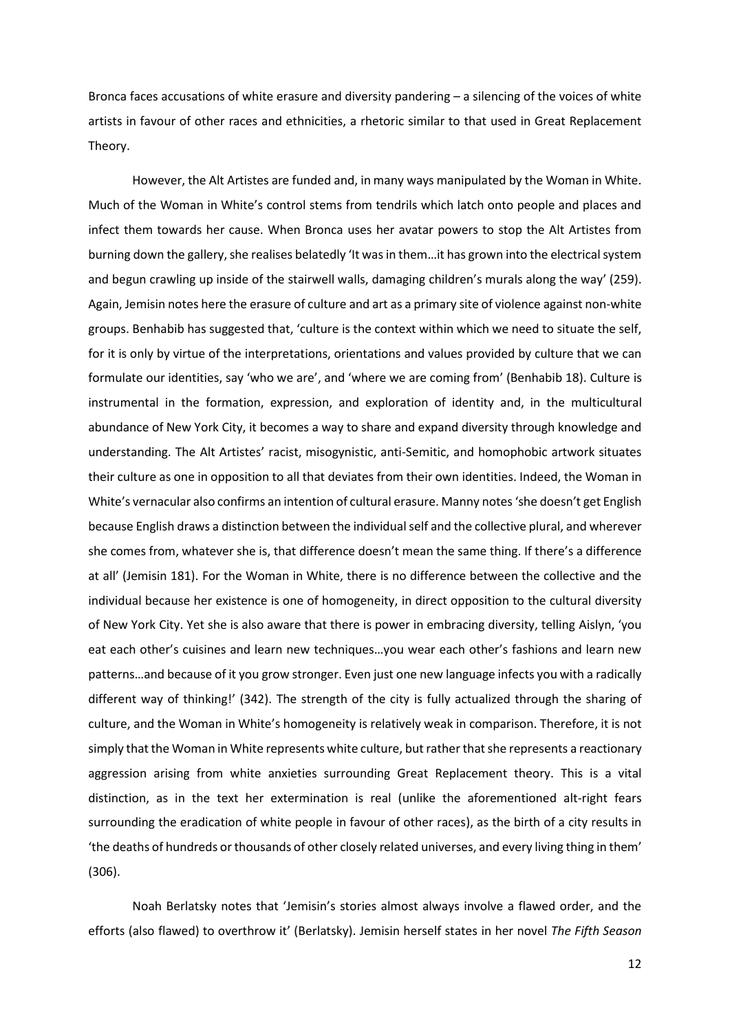Bronca faces accusations of white erasure and diversity pandering – a silencing of the voices of white artists in favour of other races and ethnicities, a rhetoric similar to that used in Great Replacement Theory.

However, the Alt Artistes are funded and, in many ways manipulated by the Woman in White. Much of the Woman in White's control stems from tendrils which latch onto people and places and infect them towards her cause. When Bronca uses her avatar powers to stop the Alt Artistes from burning down the gallery, she realises belatedly 'It was in them…it has grown into the electrical system and begun crawling up inside of the stairwell walls, damaging children's murals along the way' (259). Again, Jemisin notes here the erasure of culture and art as a primary site of violence against non-white groups. Benhabib has suggested that, 'culture is the context within which we need to situate the self, for it is only by virtue of the interpretations, orientations and values provided by culture that we can formulate our identities, say 'who we are', and 'where we are coming from' (Benhabib 18). Culture is instrumental in the formation, expression, and exploration of identity and, in the multicultural abundance of New York City, it becomes a way to share and expand diversity through knowledge and understanding. The Alt Artistes' racist, misogynistic, anti-Semitic, and homophobic artwork situates their culture as one in opposition to all that deviates from their own identities. Indeed, the Woman in White's vernacular also confirms an intention of cultural erasure. Manny notes 'she doesn't get English because English draws a distinction between the individual self and the collective plural, and wherever she comes from, whatever she is, that difference doesn't mean the same thing. If there's a difference at all' (Jemisin 181). For the Woman in White, there is no difference between the collective and the individual because her existence is one of homogeneity, in direct opposition to the cultural diversity of New York City. Yet she is also aware that there is power in embracing diversity, telling Aislyn, 'you eat each other's cuisines and learn new techniques…you wear each other's fashions and learn new patterns…and because of it you grow stronger. Even just one new language infects you with a radically different way of thinking!' (342). The strength of the city is fully actualized through the sharing of culture, and the Woman in White's homogeneity is relatively weak in comparison. Therefore, it is not simply that the Woman in White represents white culture, but rather that she represents a reactionary aggression arising from white anxieties surrounding Great Replacement theory. This is a vital distinction, as in the text her extermination is real (unlike the aforementioned alt-right fears surrounding the eradication of white people in favour of other races), as the birth of a city results in 'the deaths of hundreds or thousands of other closely related universes, and every living thing in them' (306).

Noah Berlatsky notes that 'Jemisin's stories almost always involve a flawed order, and the efforts (also flawed) to overthrow it' (Berlatsky). Jemisin herself states in her novel *The Fifth Season*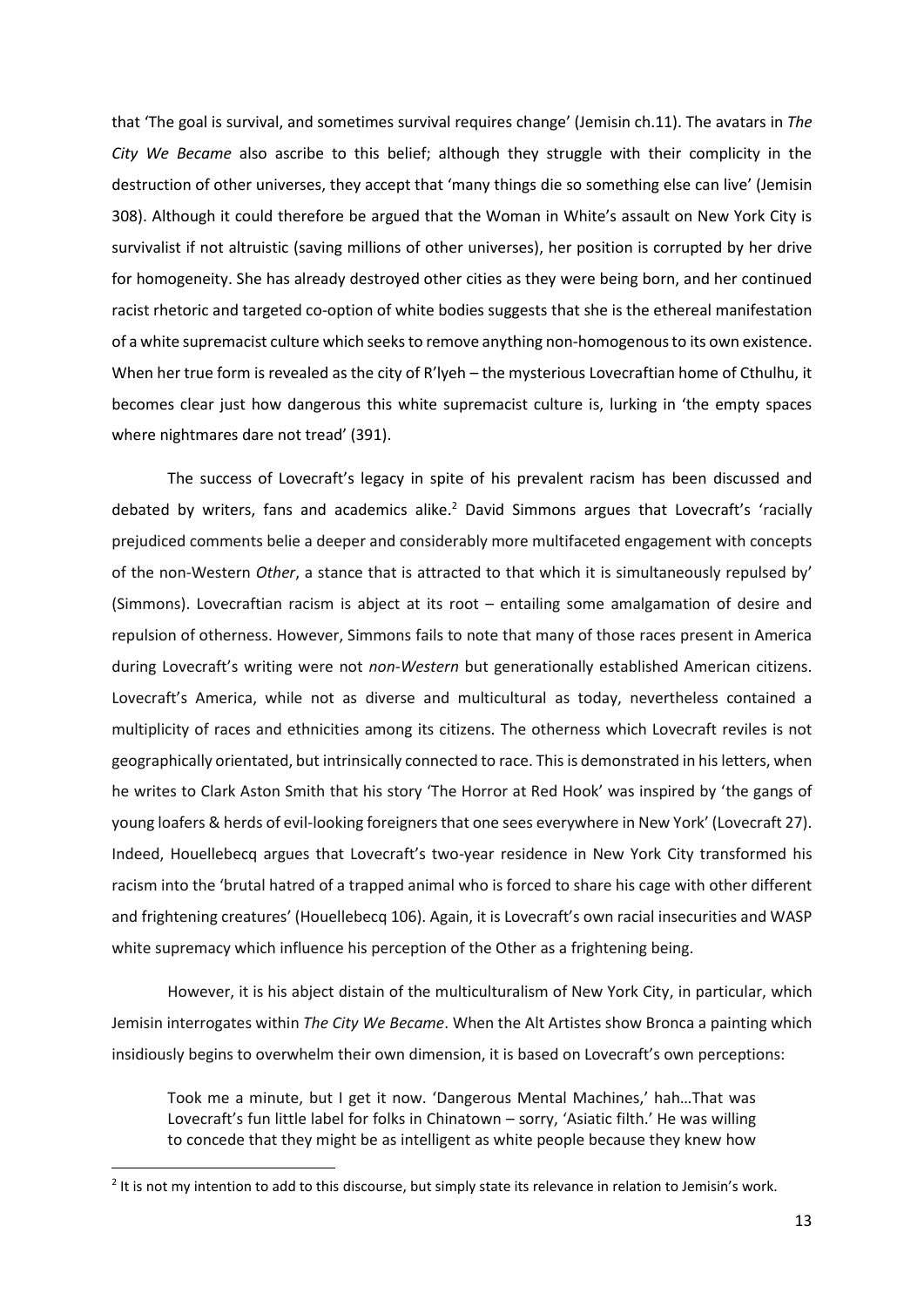that 'The goal is survival, and sometimes survival requires change' (Jemisin ch.11). The avatars in *The City We Became* also ascribe to this belief; although they struggle with their complicity in the destruction of other universes, they accept that 'many things die so something else can live' (Jemisin 308). Although it could therefore be argued that the Woman in White's assault on New York City is survivalist if not altruistic (saving millions of other universes), her position is corrupted by her drive for homogeneity. She has already destroyed other cities as they were being born, and her continued racist rhetoric and targeted co-option of white bodies suggests that she is the ethereal manifestation of a white supremacist culture which seeks to remove anything non-homogenous to its own existence. When her true form is revealed as the city of R'lyeh – the mysterious Lovecraftian home of Cthulhu, it becomes clear just how dangerous this white supremacist culture is, lurking in 'the empty spaces where nightmares dare not tread' (391).

The success of Lovecraft's legacy in spite of his prevalent racism has been discussed and debated by writers, fans and academics alike.[2] David Simmons argues that Lovecraft's 'racially prejudiced comments belie a deeper and considerably more multifaceted engagement with concepts of the non-Western *Other*, a stance that is attracted to that which it is simultaneously repulsed by' (Simmons). Lovecraftian racism is abject at its root – entailing some amalgamation of desire and repulsion of otherness. However, Simmons fails to note that many of those races present in America during Lovecraft's writing were not *non-Western* but generationally established American citizens. Lovecraft's America, while not as diverse and multicultural as today, nevertheless contained a multiplicity of races and ethnicities among its citizens. The otherness which Lovecraft reviles is not geographically orientated, but intrinsically connected to race. This is demonstrated in his letters, when he writes to Clark Aston Smith that his story 'The Horror at Red Hook' was inspired by 'the gangs of young loafers & herds of evil-looking foreigners that one sees everywhere in New York' (Lovecraft 27). Indeed, Houellebecq argues that Lovecraft's two-year residence in New York City transformed his racism into the 'brutal hatred of a trapped animal who is forced to share his cage with other different and frightening creatures' (Houellebecq 106). Again, it is Lovecraft's own racial insecurities and WASP white supremacy which influence his perception of the Other as a frightening being.

However, it is his abject distain of the multiculturalism of New York City, in particular, which Jemisin interrogates within *The City We Became*. When the Alt Artistes show Bronca a painting which insidiously begins to overwhelm their own dimension, it is based on Lovecraft's own perceptions:

> Took me a minute, but I get it now. 'Dangerous Mental Machines,' hah…That was Lovecraft's fun little label for folks in Chinatown – sorry, 'Asiatic filth.' He was willing to concede that they might be as intelligent as white people because they knew how

[2] It is not my intention to add to this discourse, but simply state its relevance in relation to Jemisin's work.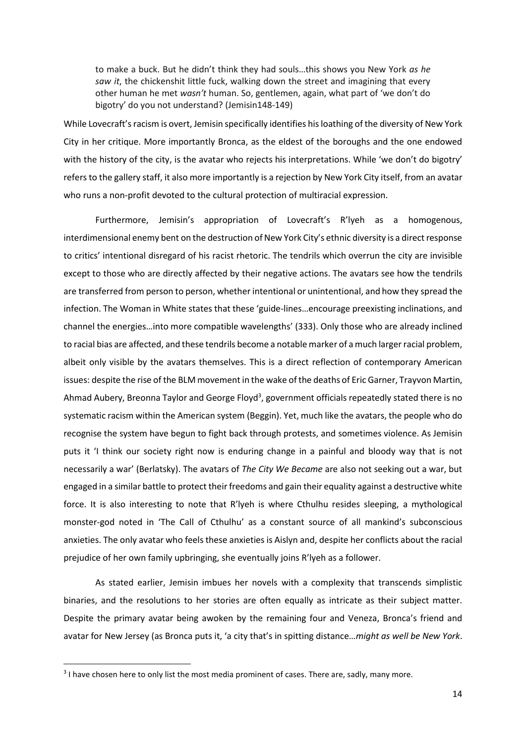> to make a buck. But he didn't think they had souls…this shows you New York *as he saw it*, the chickenshit little fuck, walking down the street and imagining that every other human he met *wasn't* human. So, gentlemen, again, what part of 'we don't do bigotry' do you not understand? (Jemisin148-149)

While Lovecraft's racism is overt, Jemisin specifically identifies his loathing of the diversity of New York City in her critique. More importantly Bronca, as the eldest of the boroughs and the one endowed with the history of the city, is the avatar who rejects his interpretations. While 'we don't do bigotry' refers to the gallery staff, it also more importantly is a rejection by New York City itself, from an avatar who runs a non-profit devoted to the cultural protection of multiracial expression.

Furthermore, Jemisin's appropriation of Lovecraft's R'lyeh as a homogenous, interdimensional enemy bent on the destruction of New York City's ethnic diversity is a direct response to critics' intentional disregard of his racist rhetoric. The tendrils which overrun the city are invisible except to those who are directly affected by their negative actions. The avatars see how the tendrils are transferred from person to person, whether intentional or unintentional, and how they spread the infection. The Woman in White states that these 'guide-lines…encourage preexisting inclinations, and channel the energies…into more compatible wavelengths' (333). Only those who are already inclined to racial bias are affected, and these tendrils become a notable marker of a much larger racial problem, albeit only visible by the avatars themselves. This is a direct reflection of contemporary American issues: despite the rise of the BLM movement in the wake of the deaths of Eric Garner, Trayvon Martin, Ahmad Aubery, Breonna Taylor and George Floyd[3], government officials repeatedly stated there is no systematic racism within the American system (Beggin). Yet, much like the avatars, the people who do recognise the system have begun to fight back through protests, and sometimes violence. As Jemisin puts it 'I think our society right now is enduring change in a painful and bloody way that is not necessarily a war' (Berlatsky). The avatars of *The City We Became* are also not seeking out a war, but engaged in a similar battle to protect their freedoms and gain their equality against a destructive white force. It is also interesting to note that R'lyeh is where Cthulhu resides sleeping, a mythological monster-god noted in 'The Call of Cthulhu' as a constant source of all mankind's subconscious anxieties. The only avatar who feels these anxieties is Aislyn and, despite her conflicts about the racial prejudice of her own family upbringing, she eventually joins R'lyeh as a follower.

As stated earlier, Jemisin imbues her novels with a complexity that transcends simplistic binaries, and the resolutions to her stories are often equally as intricate as their subject matter. Despite the primary avatar being awoken by the remaining four and Veneza, Bronca's friend and avatar for New Jersey (as Bronca puts it, 'a city that's in spitting distance…*might as well be New York*.

[3] I have chosen here to only list the most media prominent of cases. There are, sadly, many more.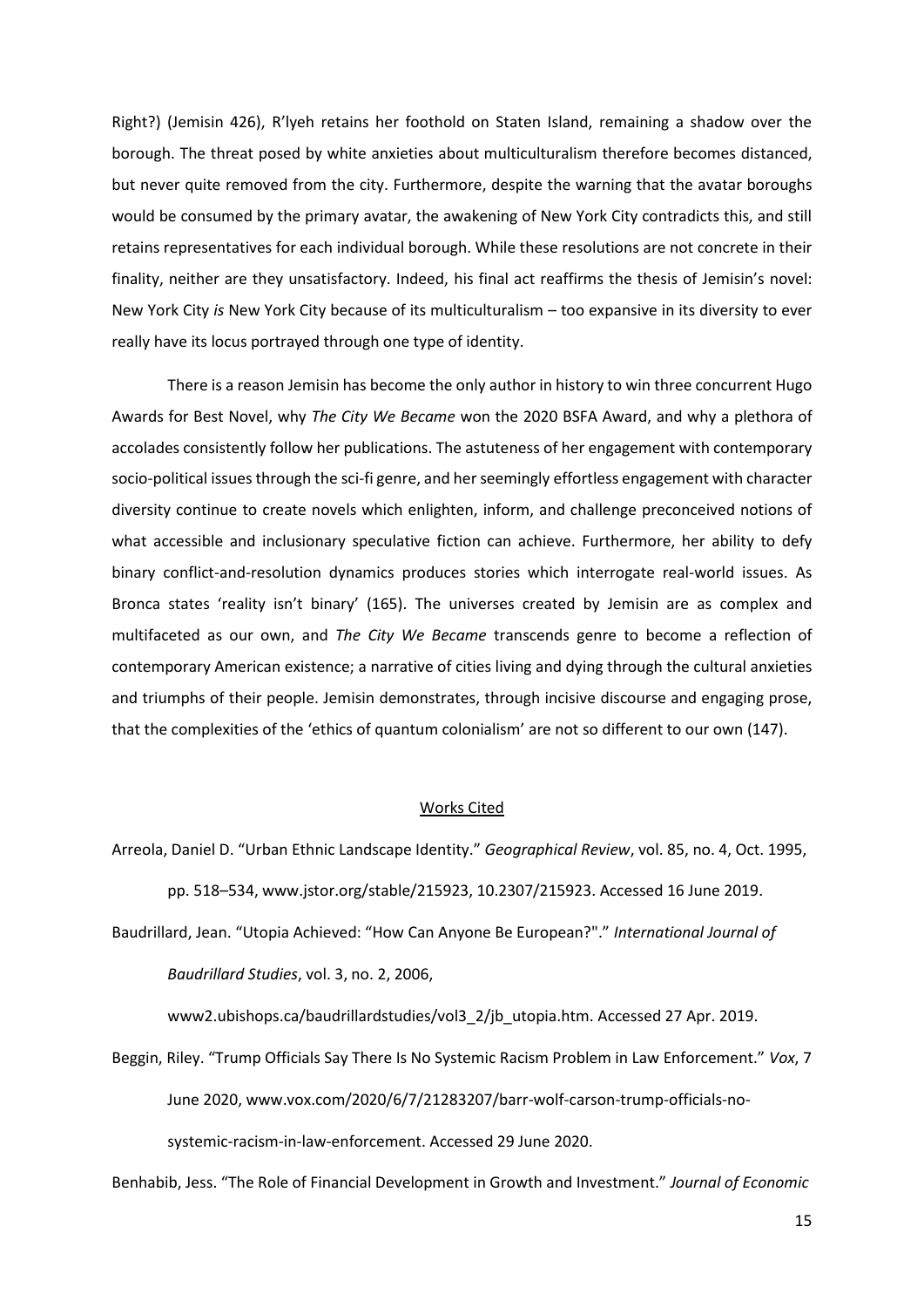Right?) (Jemisin 426), R'lyeh retains her foothold on Staten Island, remaining a shadow over the borough. The threat posed by white anxieties about multiculturalism therefore becomes distanced, but never quite removed from the city. Furthermore, despite the warning that the avatar boroughs would be consumed by the primary avatar, the awakening of New York City contradicts this, and still retains representatives for each individual borough. While these resolutions are not concrete in their finality, neither are they unsatisfactory. Indeed, his final act reaffirms the thesis of Jemisin's novel: New York City *is* New York City because of its multiculturalism – too expansive in its diversity to ever really have its locus portrayed through one type of identity.

There is a reason Jemisin has become the only author in history to win three concurrent Hugo Awards for Best Novel, why *The City We Became* won the 2020 BSFA Award, and why a plethora of accolades consistently follow her publications. The astuteness of her engagement with contemporary socio-political issues through the sci-fi genre, and her seemingly effortless engagement with character diversity continue to create novels which enlighten, inform, and challenge preconceived notions of what accessible and inclusionary speculative fiction can achieve. Furthermore, her ability to defy binary conflict-and-resolution dynamics produces stories which interrogate real-world issues. As Bronca states 'reality isn't binary' (165). The universes created by Jemisin are as complex and multifaceted as our own, and *The City We Became* transcends genre to become a reflection of contemporary American existence; a narrative of cities living and dying through the cultural anxieties and triumphs of their people. Jemisin demonstrates, through incisive discourse and engaging prose, that the complexities of the 'ethics of quantum colonialism' are not so different to our own (147).

## Works Cited

Arreola, Daniel D. "Urban Ethnic Landscape Identity." *Geographical Review*, vol. 85, no. 4, Oct. 1995, pp. 518–534, www.jstor.org/stable/215923, 10.2307/215923. Accessed 16 June 2019.

Baudrillard, Jean. "Utopia Achieved: "How Can Anyone Be European?"." *International Journal of Baudrillard Studies*, vol. 3, no. 2, 2006, www2.ubishops.ca/baudrillardstudies/vol3_2/jb_utopia.htm. Accessed 27 Apr. 2019.

Beggin, Riley. "Trump Officials Say There Is No Systemic Racism Problem in Law Enforcement." *Vox*, 7 June 2020, www.vox.com/2020/6/7/21283207/barr-wolf-carson-trump-officials-no-systemic-racism-in-law-enforcement. Accessed 29 June 2020.

Benhabib, Jess. "The Role of Financial Development in Growth and Investment." *Journal of Economic*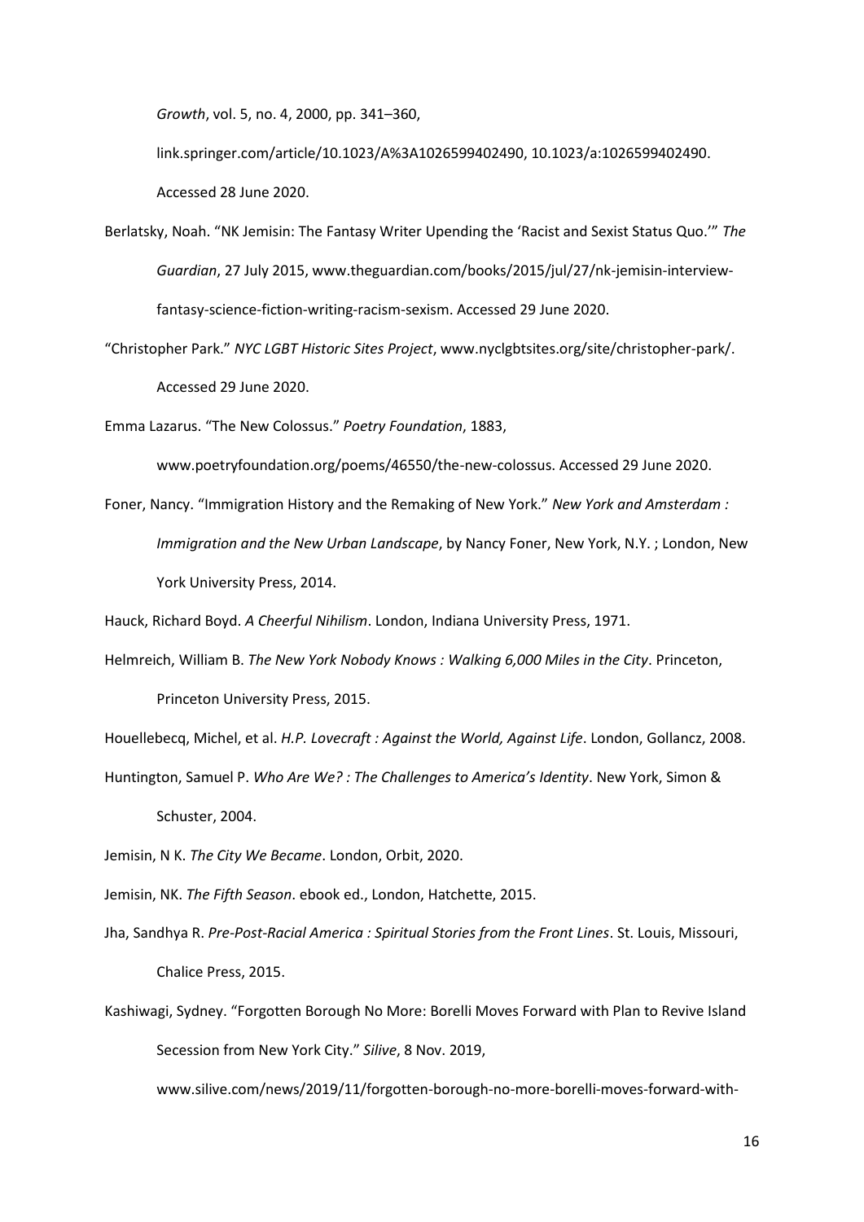*Growth*, vol. 5, no. 4, 2000, pp. 341–360, link.springer.com/article/10.1023/A%3A1026599402490, 10.1023/a:1026599402490. Accessed 28 June 2020.

Berlatsky, Noah. "NK Jemisin: The Fantasy Writer Upending the 'Racist and Sexist Status Quo.'" *The Guardian*, 27 July 2015, www.theguardian.com/books/2015/jul/27/nk-jemisin-interview-fantasy-science-fiction-writing-racism-sexism. Accessed 29 June 2020.

"Christopher Park." *NYC LGBT Historic Sites Project*, www.nyclgbtsites.org/site/christopher-park/. Accessed 29 June 2020.

Emma Lazarus. "The New Colossus." *Poetry Foundation*, 1883, www.poetryfoundation.org/poems/46550/the-new-colossus. Accessed 29 June 2020.

Foner, Nancy. "Immigration History and the Remaking of New York." *New York and Amsterdam : Immigration and the New Urban Landscape*, by Nancy Foner, New York, N.Y. ; London, New York University Press, 2014.

Hauck, Richard Boyd. *A Cheerful Nihilism*. London, Indiana University Press, 1971.

Helmreich, William B. *The New York Nobody Knows : Walking 6,000 Miles in the City*. Princeton, Princeton University Press, 2015.

Houellebecq, Michel, et al. *H.P. Lovecraft : Against the World, Against Life*. London, Gollancz, 2008.

Huntington, Samuel P. *Who Are We? : The Challenges to America's Identity*. New York, Simon & Schuster, 2004.

Jemisin, N K. *The City We Became*. London, Orbit, 2020.

Jemisin, NK. *The Fifth Season*. ebook ed., London, Hatchette, 2015.

Jha, Sandhya R. *Pre-Post-Racial America : Spiritual Stories from the Front Lines*. St. Louis, Missouri, Chalice Press, 2015.

Kashiwagi, Sydney. "Forgotten Borough No More: Borelli Moves Forward with Plan to Revive Island Secession from New York City." *Silive*, 8 Nov. 2019, www.silive.com/news/2019/11/forgotten-borough-no-more-borelli-moves-forward-with-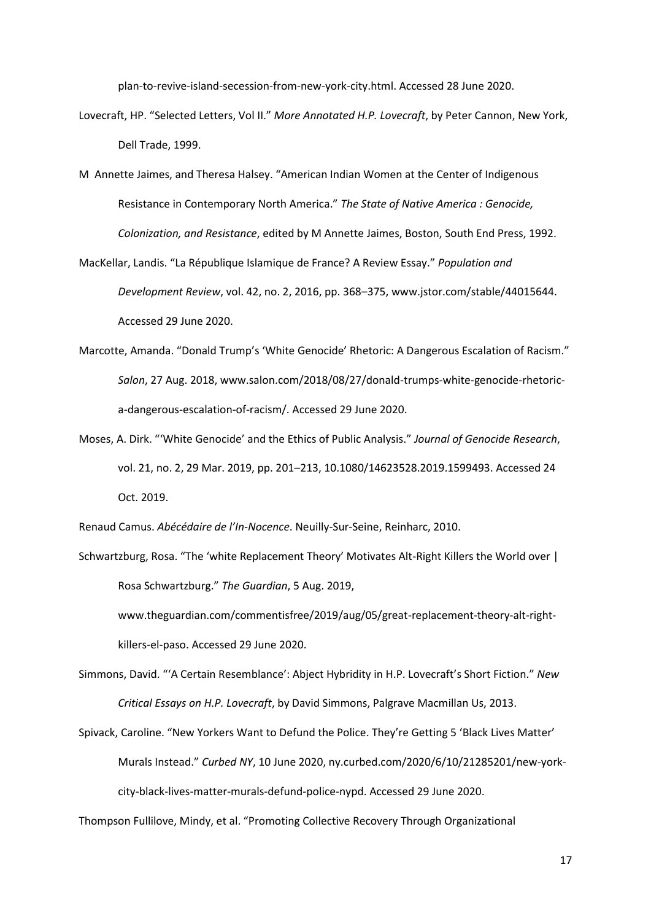plan-to-revive-island-secession-from-new-york-city.html. Accessed 28 June 2020.

Lovecraft, HP. "Selected Letters, Vol II." *More Annotated H.P. Lovecraft*, by Peter Cannon, New York, Dell Trade, 1999.

M Annette Jaimes, and Theresa Halsey. "American Indian Women at the Center of Indigenous Resistance in Contemporary North America." *The State of Native America : Genocide, Colonization, and Resistance*, edited by M Annette Jaimes, Boston, South End Press, 1992.

MacKellar, Landis. "La République Islamique de France? A Review Essay." *Population and Development Review*, vol. 42, no. 2, 2016, pp. 368–375, www.jstor.com/stable/44015644. Accessed 29 June 2020.

Marcotte, Amanda. "Donald Trump's 'White Genocide' Rhetoric: A Dangerous Escalation of Racism." *Salon*, 27 Aug. 2018, www.salon.com/2018/08/27/donald-trumps-white-genocide-rhetoric-a-dangerous-escalation-of-racism/. Accessed 29 June 2020.

Moses, A. Dirk. "'White Genocide' and the Ethics of Public Analysis." *Journal of Genocide Research*, vol. 21, no. 2, 29 Mar. 2019, pp. 201–213, 10.1080/14623528.2019.1599493. Accessed 24 Oct. 2019.

Renaud Camus. *Abécédaire de l'In-Nocence*. Neuilly-Sur-Seine, Reinharc, 2010.

Schwartzburg, Rosa. "The 'white Replacement Theory' Motivates Alt-Right Killers the World over | Rosa Schwartzburg." *The Guardian*, 5 Aug. 2019, www.theguardian.com/commentisfree/2019/aug/05/great-replacement-theory-alt-right-killers-el-paso. Accessed 29 June 2020.

Simmons, David. "'A Certain Resemblance': Abject Hybridity in H.P. Lovecraft's Short Fiction." *New Critical Essays on H.P. Lovecraft*, by David Simmons, Palgrave Macmillan Us, 2013.

Spivack, Caroline. "New Yorkers Want to Defund the Police. They're Getting 5 'Black Lives Matter' Murals Instead." *Curbed NY*, 10 June 2020, ny.curbed.com/2020/6/10/21285201/new-york-city-black-lives-matter-murals-defund-police-nypd. Accessed 29 June 2020.

Thompson Fullilove, Mindy, et al. "Promoting Collective Recovery Through Organizational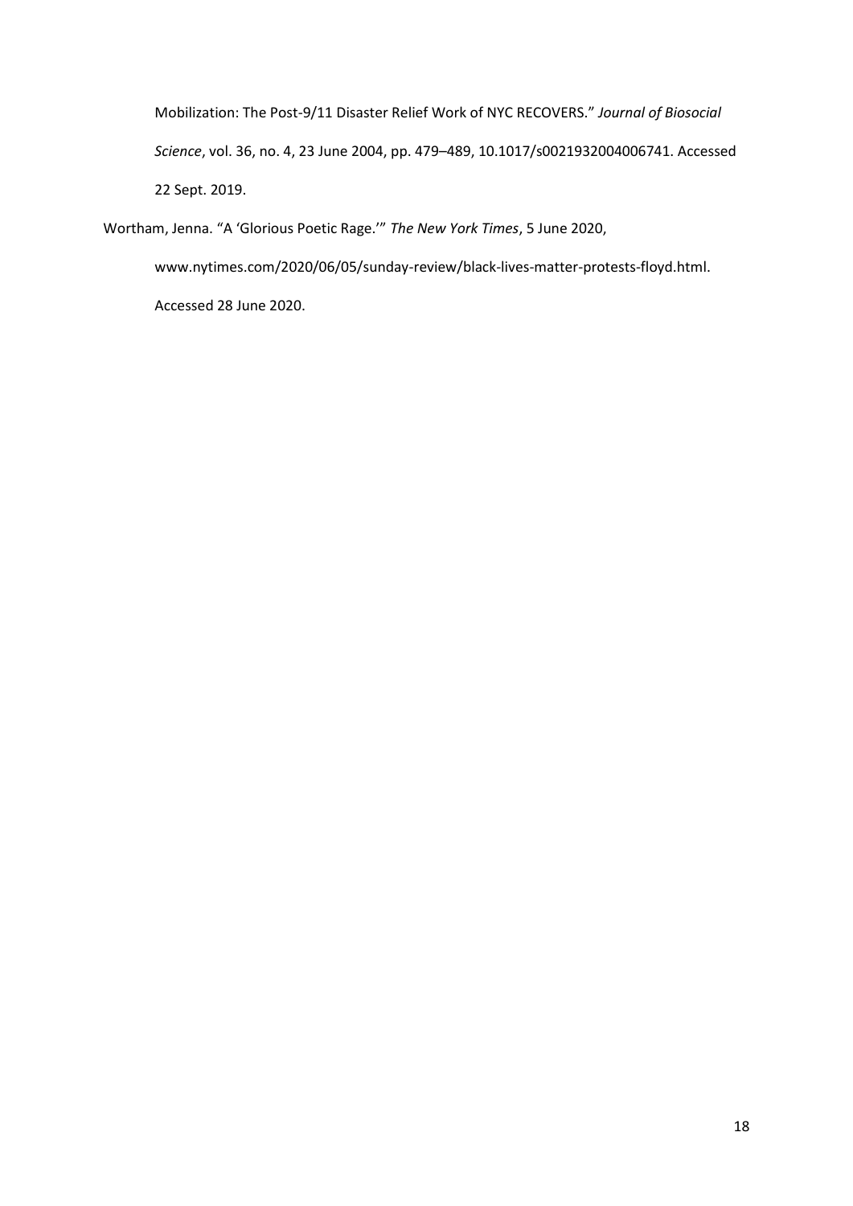Mobilization: The Post-9/11 Disaster Relief Work of NYC RECOVERS." *Journal of Biosocial Science*, vol. 36, no. 4, 23 June 2004, pp. 479–489, 10.1017/s0021932004006741. Accessed 22 Sept. 2019.

Wortham, Jenna. "A 'Glorious Poetic Rage.'" *The New York Times*, 5 June 2020, www.nytimes.com/2020/06/05/sunday-review/black-lives-matter-protests-floyd.html. Accessed 28 June 2020.